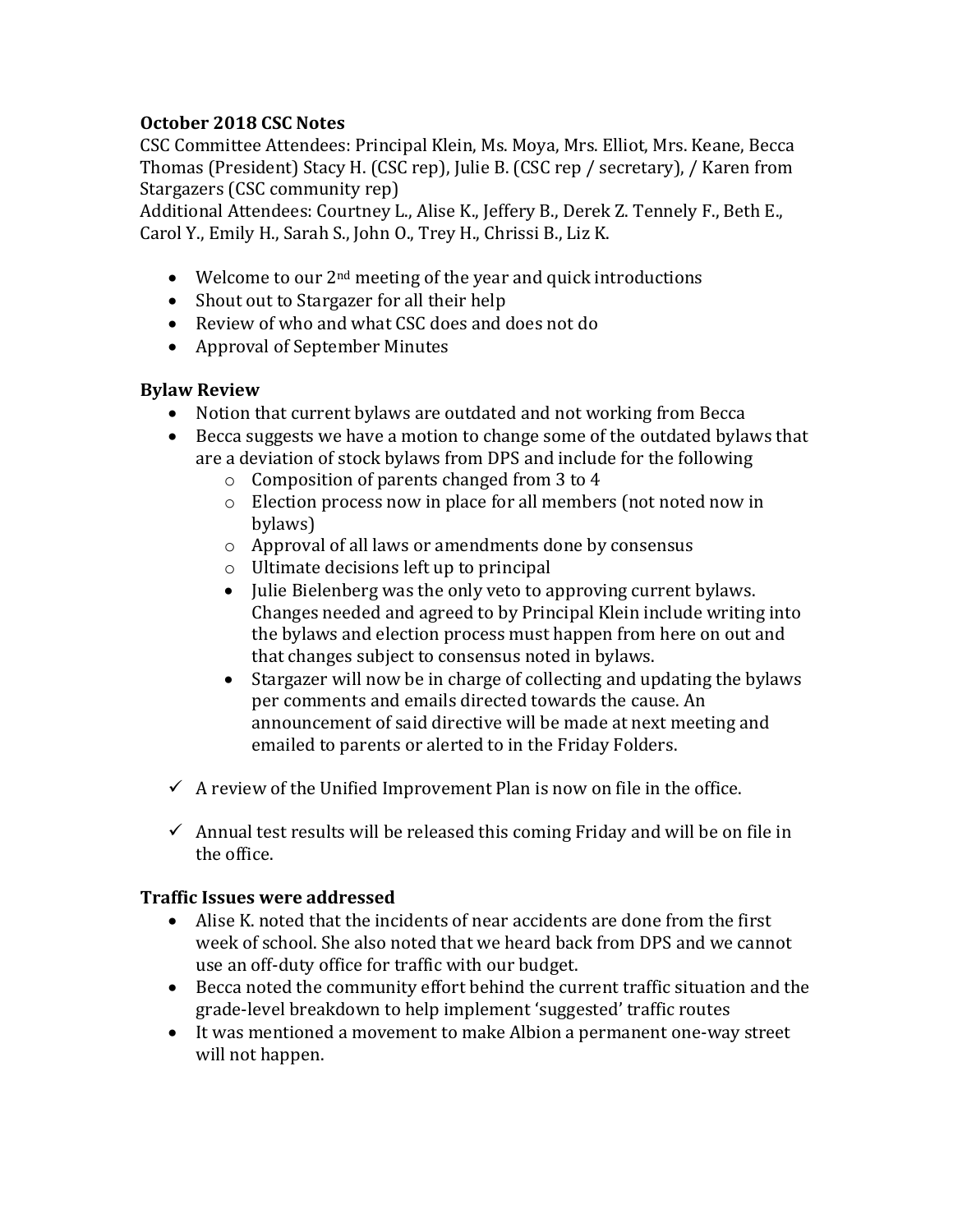**October 2018 CSC Notes**

CSC Committee Attendees: Principal Klein, Ms. Moya, Mrs. Elliot, Mrs. Keane, Becca Thomas (President) Stacy H. (CSC rep), Julie B. (CSC rep / secretary), / Karen from Stargazers (CSC community rep)

Additional Attendees: Courtney L., Alise K., Jeffery B., Derek Z. Tennely F., Beth E., Carol Y., Emily H., Sarah S., John O., Trey H., Chrissi B., Liz K.

- Welcome to our 2nd meeting of the year and quick introductions
- Shout out to Stargazer for all their help
- Review of who and what CSC does and does not do
- Approval of September Minutes

**Bylaw Review**

- Notion that current bylaws are outdated and not working from Becca
- Becca suggests we have a motion to change some of the outdated bylaws that are a deviation of stock bylaws from DPS and include for the following
  - Composition of parents changed from 3 to 4
  - Election process now in place for all members (not noted now in bylaws)
  - Approval of all laws or amendments done by consensus
  - Ultimate decisions left up to principal
- Julie Bielenberg was the only veto to approving current bylaws. Changes needed and agreed to by Principal Klein include writing into the bylaws and election process must happen from here on out and that changes subject to consensus noted in bylaws.
- Stargazer will now be in charge of collecting and updating the bylaws per comments and emails directed towards the cause. An announcement of said directive will be made at next meeting and emailed to parents or alerted to in the Friday Folders.

- ✓ A review of the Unified Improvement Plan is now on file in the office.

- ✓ Annual test results will be released this coming Friday and will be on file in the office.

**Traffic Issues were addressed**

- Alise K. noted that the incidents of near accidents are done from the first week of school. She also noted that we heard back from DPS and we cannot use an off-duty office for traffic with our budget.
- Becca noted the community effort behind the current traffic situation and the grade-level breakdown to help implement 'suggested' traffic routes
- It was mentioned a movement to make Albion a permanent one-way street will not happen.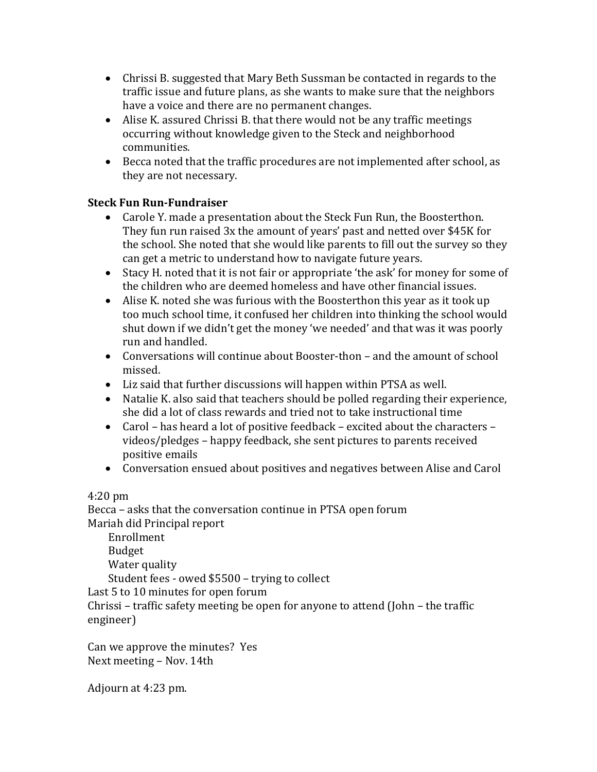- Chrissi B. suggested that Mary Beth Sussman be contacted in regards to the traffic issue and future plans, as she wants to make sure that the neighbors have a voice and there are no permanent changes.
- Alise K. assured Chrissi B. that there would not be any traffic meetings occurring without knowledge given to the Steck and neighborhood communities.
- Becca noted that the traffic procedures are not implemented after school, as they are not necessary.

**Steck Fun Run-Fundraiser**

- Carole Y. made a presentation about the Steck Fun Run, the Boosterthon. They fun run raised 3x the amount of years' past and netted over $45K for the school. She noted that she would like parents to fill out the survey so they can get a metric to understand how to navigate future years.
- Stacy H. noted that it is not fair or appropriate 'the ask' for money for some of the children who are deemed homeless and have other financial issues.
- Alise K. noted she was furious with the Boosterthon this year as it took up too much school time, it confused her children into thinking the school would shut down if we didn't get the money 'we needed' and that was it was poorly run and handled.
- Conversations will continue about Booster-thon – and the amount of school missed.
- Liz said that further discussions will happen within PTSA as well.
- Natalie K. also said that teachers should be polled regarding their experience, she did a lot of class rewards and tried not to take instructional time
- Carol – has heard a lot of positive feedback – excited about the characters – videos/pledges – happy feedback, she sent pictures to parents received positive emails
- Conversation ensued about positives and negatives between Alise and Carol

4:20 pm
Becca – asks that the conversation continue in PTSA open forum
Mariah did Principal report
  Enrollment
  Budget
  Water quality
  Student fees - owed $5500 – trying to collect
Last 5 to 10 minutes for open forum
Chrissi – traffic safety meeting be open for anyone to attend (John – the traffic engineer)

Can we approve the minutes? Yes
Next meeting – Nov. 14th

Adjourn at 4:23 pm.